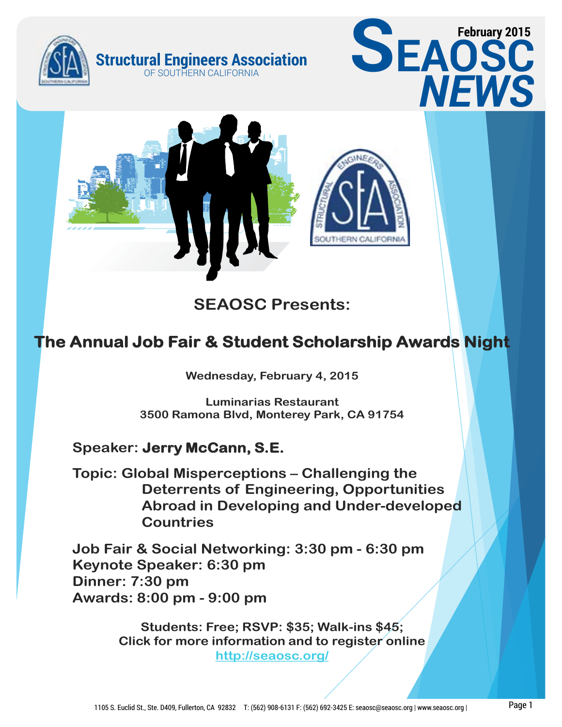Structural Engineers Association OF SOUTHERN CALIFORNIA

# SEAOSC NEWS

February 2015

## SEAOSC Presents:

# The Annual Job Fair & Student Scholarship Awards Night

**Wednesday, February 4, 2015**

**Luminarias Restaurant**
**3500 Ramona Blvd, Monterey Park, CA 91754**

**Speaker: Jerry McCann, S.E.**

**Topic: Global Misperceptions – Challenging the Deterrents of Engineering, Opportunities Abroad in Developing and Under-developed Countries**

**Job Fair & Social Networking: 3:30 pm - 6:30 pm**
**Keynote Speaker: 6:30 pm**
**Dinner: 7:30 pm**
**Awards: 8:00 pm - 9:00 pm**

**Students: Free; RSVP: $35; Walk-ins $45;**
**Click for more information and to register online**
**http://seaosc.org/**

1105 S. Euclid St., Ste. D409, Fullerton, CA 92832 T: (562) 908-6131 F: (562) 692-3425 E: seaosc@seaosc.org | www.seaosc.org |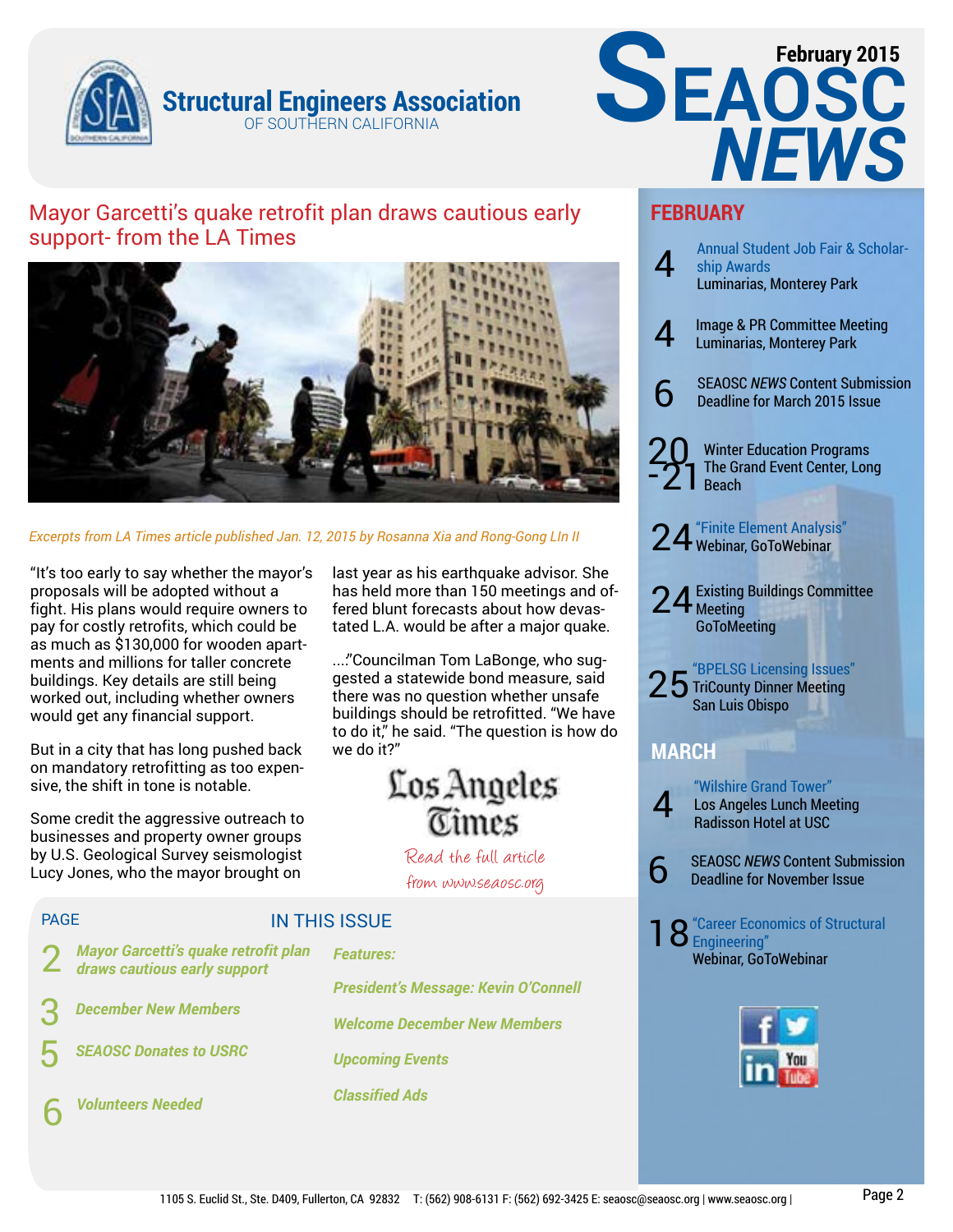# Structural Engineers Association OF SOUTHERN CALIFORNIA

# SEAOSC NEWS

**February 2015**

## Mayor Garcetti's quake retrofit plan draws cautious early support- from the LA Times

*Excerpts from LA Times article published Jan. 12, 2015 by Rosanna Xia and Rong-Gong LIn II*

"It's too early to say whether the mayor's proposals will be adopted without a fight. His plans would require owners to pay for costly retrofits, which could be as much as $130,000 for wooden apartments and millions for taller concrete buildings. Key details are still being worked out, including whether owners would get any financial support.

But in a city that has long pushed back on mandatory retrofitting as too expensive, the shift in tone is notable.

Some credit the aggressive outreach to businesses and property owner groups by U.S. Geological Survey seismologist Lucy Jones, who the mayor brought on last year as his earthquake advisor. She has held more than 150 meetings and offered blunt forecasts about how devastated L.A. would be after a major quake.

...."Councilman Tom LaBonge, who suggested a statewide bond measure, said there was no question whether unsafe buildings should be retrofitted. "We have to do it," he said. "The question is how do we do it?"

Los Angeles Times

Read the full article from www.seaosc.org

## IN THIS ISSUE

| PAGE | | Features: |
|---|---|---|
| 2 | *Mayor Garcetti's quake retrofit plan draws cautious early support* | *President's Message: Kevin O'Connell* |
| 3 | *December New Members* | *Welcome December New Members* |
| 5 | *SEAOSC Donates to USRC* | *Upcoming Events* |
| 6 | *Volunteers Needed* | *Classified Ads* |

## FEBRUARY

**4** Annual Student Job Fair & Scholarship Awards
Luminarias, Monterey Park

**4** Image & PR Committee Meeting
Luminarias, Monterey Park

**6** SEAOSC *NEWS* Content Submission Deadline for March 2015 Issue

**20-21** Winter Education Programs
The Grand Event Center, Long Beach

**24** "Finite Element Analysis"
Webinar, GoToWebinar

**24** Existing Buildings Committee Meeting
GoToMeeting

**25** "BPELSG Licensing Issues"
TriCounty Dinner Meeting
San Luis Obispo

## MARCH

**4** "Wilshire Grand Tower"
Los Angeles Lunch Meeting
Radisson Hotel at USC

**6** SEAOSC *NEWS* Content Submission Deadline for November Issue

**18** "Career Economics of Structural Engineering"
Webinar, GoToWebinar

1105 S. Euclid St., Ste. D409, Fullerton, CA 92832 T: (562) 908-6131 F: (562) 692-3425 E: seaosc@seaosc.org | www.seaosc.org |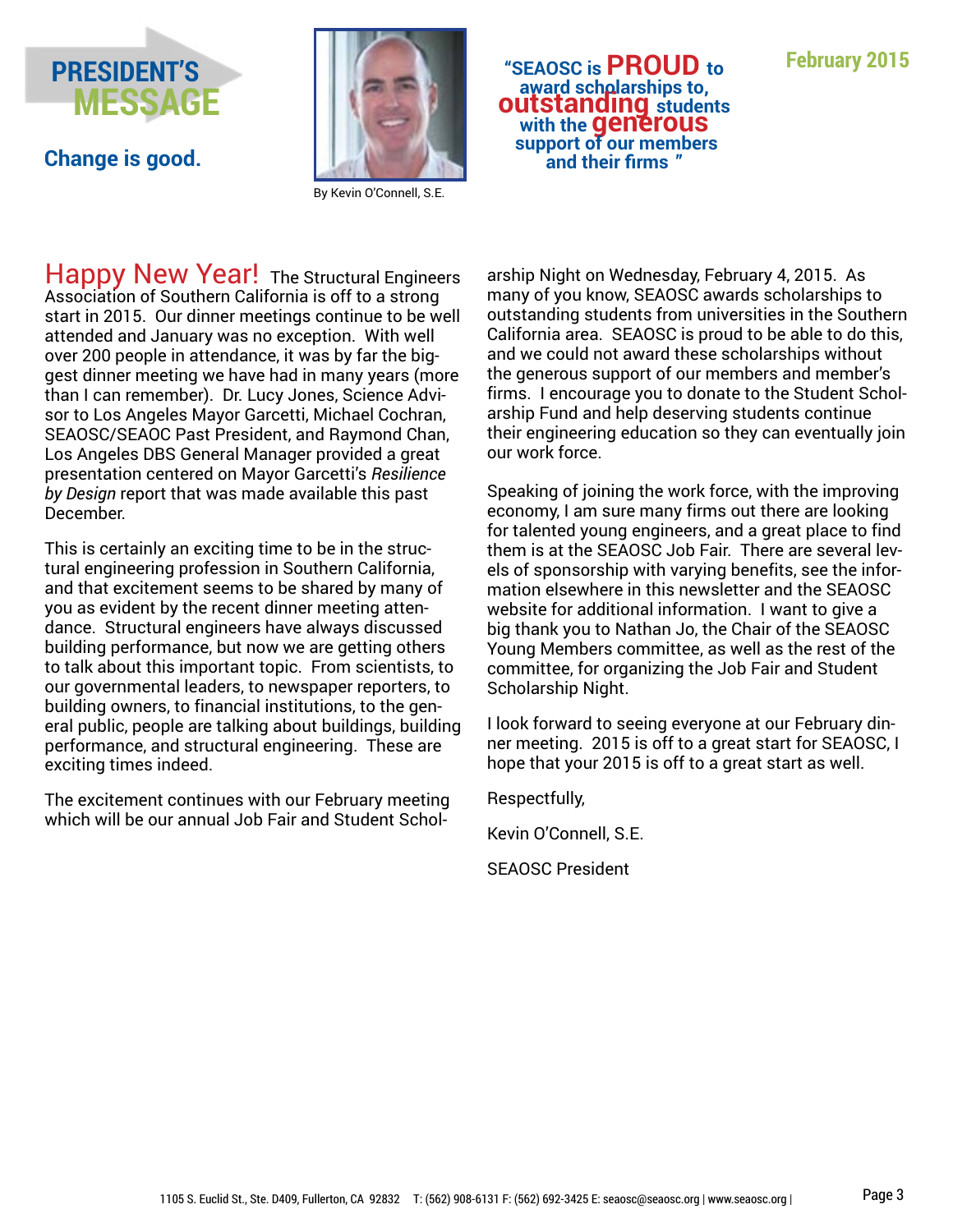# PRESIDENT'S MESSAGE

**Change is good.**

By Kevin O'Connell, S.E.

**"SEAOSC is PROUD to award scholarships to, outstanding students with the generous support of our members and their firms"**

February 2015

Happy New Year! The Structural Engineers Association of Southern California is off to a strong start in 2015. Our dinner meetings continue to be well attended and January was no exception. With well over 200 people in attendance, it was by far the biggest dinner meeting we have had in many years (more than I can remember). Dr. Lucy Jones, Science Advisor to Los Angeles Mayor Garcetti, Michael Cochran, SEAOSC/SEAOC Past President, and Raymond Chan, Los Angeles DBS General Manager provided a great presentation centered on Mayor Garcetti's *Resilience by Design* report that was made available this past December.

This is certainly an exciting time to be in the structural engineering profession in Southern California, and that excitement seems to be shared by many of you as evident by the recent dinner meeting attendance. Structural engineers have always discussed building performance, but now we are getting others to talk about this important topic. From scientists, to our governmental leaders, to newspaper reporters, to building owners, to financial institutions, to the general public, people are talking about buildings, building performance, and structural engineering. These are exciting times indeed.

The excitement continues with our February meeting which will be our annual Job Fair and Student Scholarship Night on Wednesday, February 4, 2015. As many of you know, SEAOSC awards scholarships to outstanding students from universities in the Southern California area. SEAOSC is proud to be able to do this, and we could not award these scholarships without the generous support of our members and member's firms. I encourage you to donate to the Student Scholarship Fund and help deserving students continue their engineering education so they can eventually join our work force.

Speaking of joining the work force, with the improving economy, I am sure many firms out there are looking for talented young engineers, and a great place to find them is at the SEAOSC Job Fair. There are several levels of sponsorship with varying benefits, see the information elsewhere in this newsletter and the SEAOSC website for additional information. I want to give a big thank you to Nathan Jo, the Chair of the SEAOSC Young Members committee, as well as the rest of the committee, for organizing the Job Fair and Student Scholarship Night.

I look forward to seeing everyone at our February dinner meeting. 2015 is off to a great start for SEAOSC, I hope that your 2015 is off to a great start as well.

Respectfully,

Kevin O'Connell, S.E.

SEAOSC President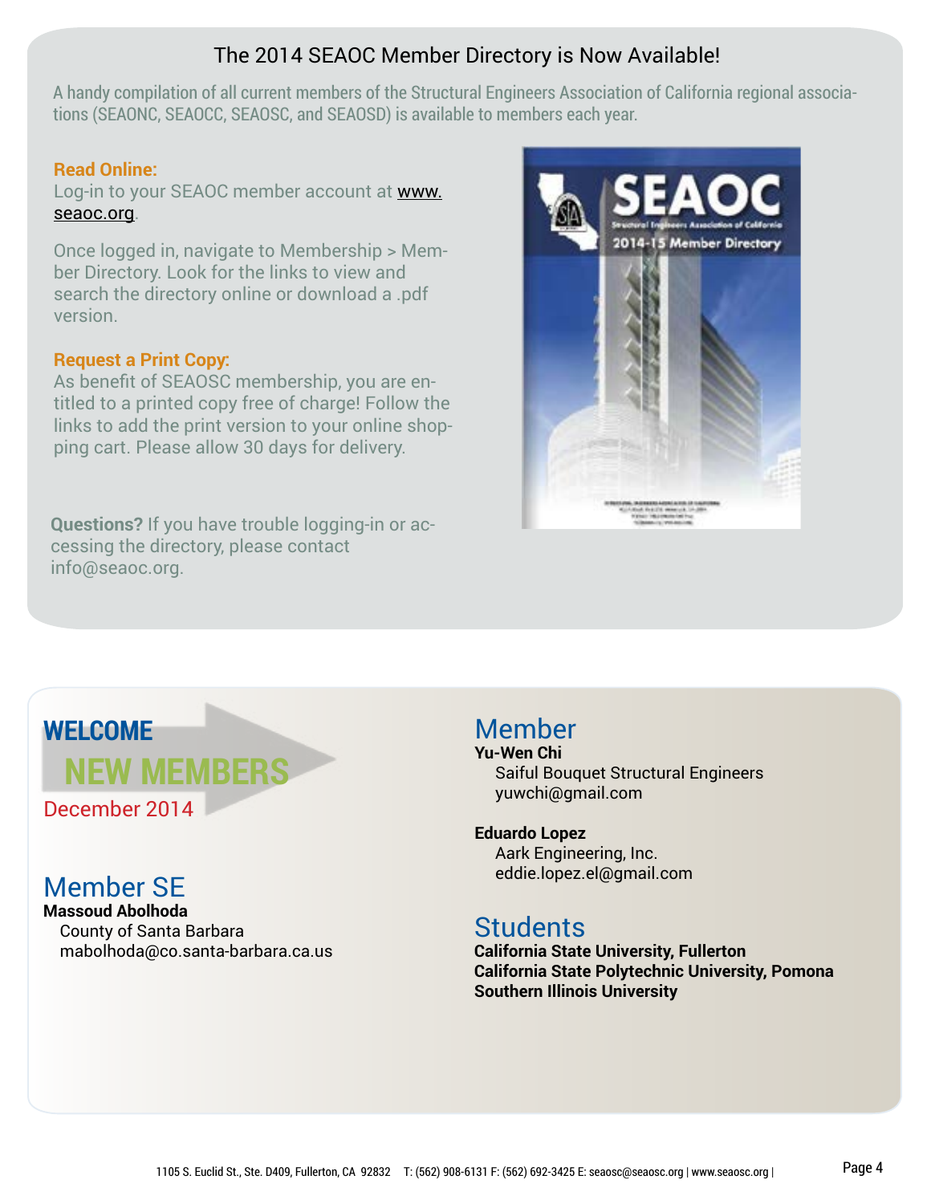## The 2014 SEAOC Member Directory is Now Available!

A handy compilation of all current members of the Structural Engineers Association of California regional associations (SEAONC, SEAOCC, SEAOSC, and SEAOSD) is available to members each year.

**Read Online:**
Log-in to your SEAOC member account at www.seaoc.org.

Once logged in, navigate to Membership > Member Directory. Look for the links to view and search the directory online or download a .pdf version.

**Request a Print Copy:**
As benefit of SEAOSC membership, you are entitled to a printed copy free of charge! Follow the links to add the print version to your online shopping cart. Please allow 30 days for delivery.

**Questions?** If you have trouble logging-in or accessing the directory, please contact info@seaoc.org.

## WELCOME NEW MEMBERS

December 2014

### Member SE

**Massoud Abolhoda**
County of Santa Barbara
mabolhoda@co.santa-barbara.ca.us

### Member

**Yu-Wen Chi**
Saiful Bouquet Structural Engineers
yuwchi@gmail.com

**Eduardo Lopez**
Aark Engineering, Inc.
eddie.lopez.el@gmail.com

### Students

**California State University, Fullerton**
**California State Polytechnic University, Pomona**
**Southern Illinois University**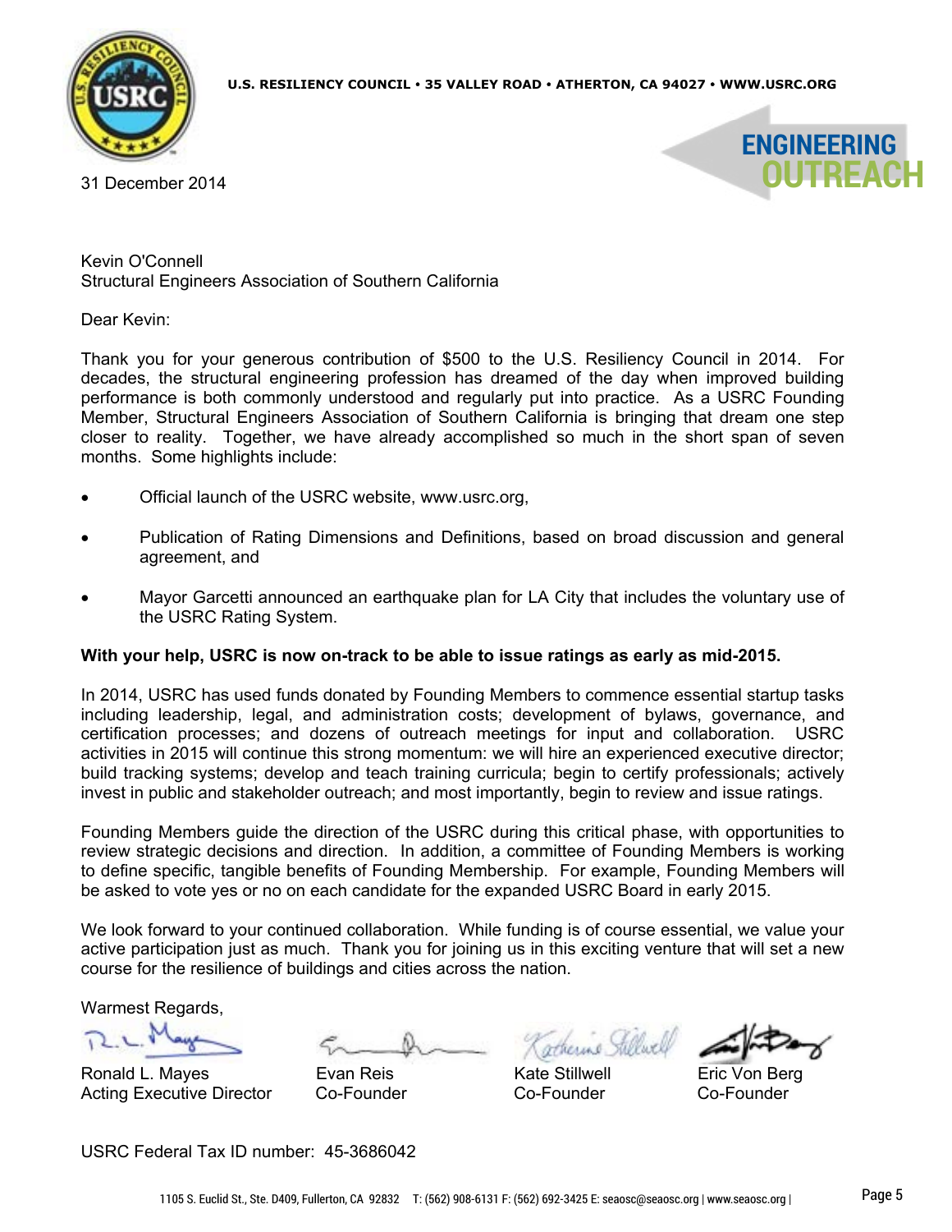U.S. RESILIENCY COUNCIL • 35 VALLEY ROAD • ATHERTON, CA 94027 • WWW.USRC.ORG

31 December 2014

Kevin O'Connell
Structural Engineers Association of Southern California

Dear Kevin:

Thank you for your generous contribution of $500 to the U.S. Resiliency Council in 2014. For decades, the structural engineering profession has dreamed of the day when improved building performance is both commonly understood and regularly put into practice. As a USRC Founding Member, Structural Engineers Association of Southern California is bringing that dream one step closer to reality. Together, we have already accomplished so much in the short span of seven months. Some highlights include:

- Official launch of the USRC website, www.usrc.org,
- Publication of Rating Dimensions and Definitions, based on broad discussion and general agreement, and
- Mayor Garcetti announced an earthquake plan for LA City that includes the voluntary use of the USRC Rating System.

**With your help, USRC is now on-track to be able to issue ratings as early as mid-2015.**

In 2014, USRC has used funds donated by Founding Members to commence essential startup tasks including leadership, legal, and administration costs; development of bylaws, governance, and certification processes; and dozens of outreach meetings for input and collaboration. USRC activities in 2015 will continue this strong momentum: we will hire an experienced executive director; build tracking systems; develop and teach training curricula; begin to certify professionals; actively invest in public and stakeholder outreach; and most importantly, begin to review and issue ratings.

Founding Members guide the direction of the USRC during this critical phase, with opportunities to review strategic decisions and direction. In addition, a committee of Founding Members is working to define specific, tangible benefits of Founding Membership. For example, Founding Members will be asked to vote yes or no on each candidate for the expanded USRC Board in early 2015.

We look forward to your continued collaboration. While funding is of course essential, we value your active participation just as much. Thank you for joining us in this exciting venture that will set a new course for the resilience of buildings and cities across the nation.

Warmest Regards,

| Ronald L. Mayes | Evan Reis | Kate Stillwell | Eric Von Berg |
|---|---|---|---|
| Acting Executive Director | Co-Founder | Co-Founder | Co-Founder |

USRC Federal Tax ID number: 45-3686042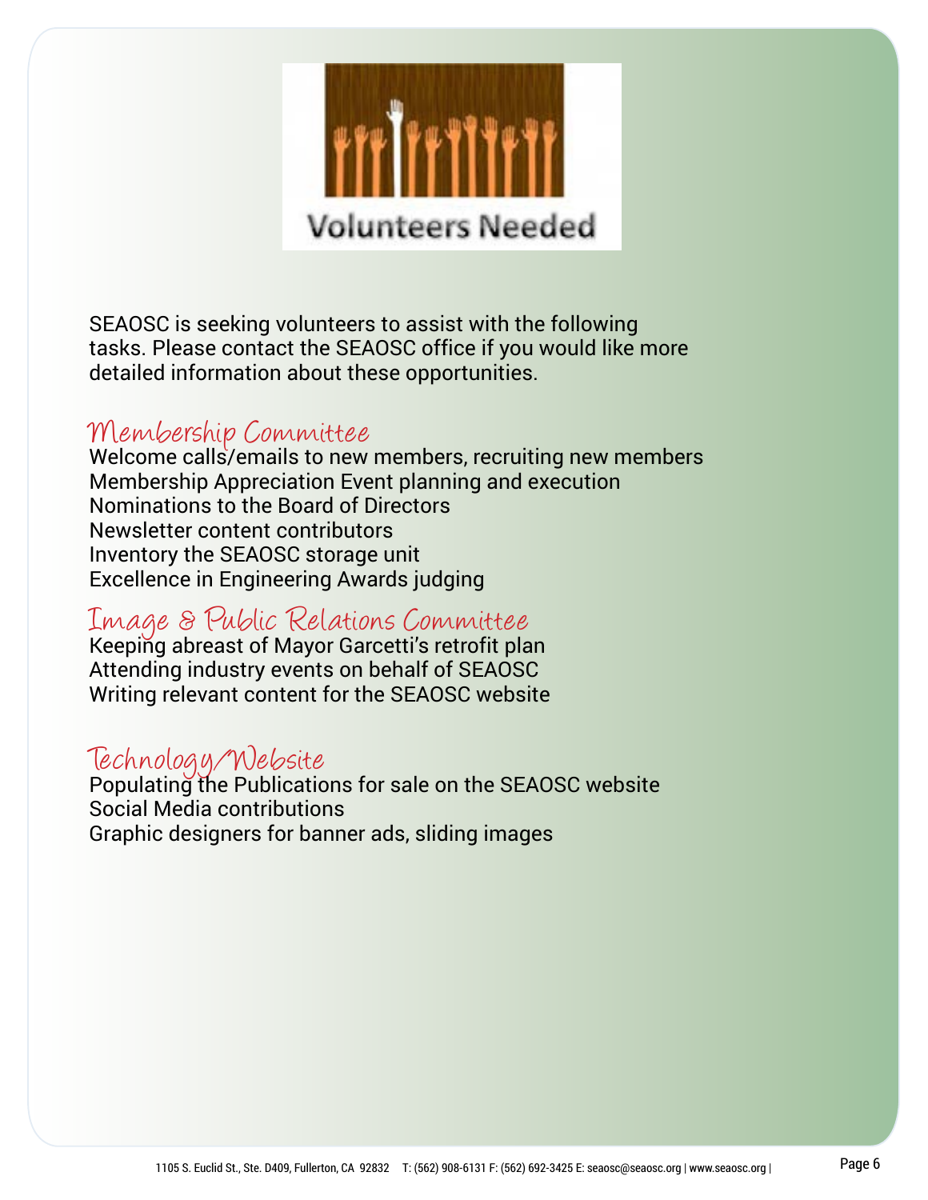# Volunteers Needed

SEAOSC is seeking volunteers to assist with the following tasks. Please contact the SEAOSC office if you would like more detailed information about these opportunities.

## Membership Committee

Welcome calls/emails to new members, recruiting new members
Membership Appreciation Event planning and execution
Nominations to the Board of Directors
Newsletter content contributors
Inventory the SEAOSC storage unit
Excellence in Engineering Awards judging

## Image & Public Relations Committee

Keeping abreast of Mayor Garcetti's retrofit plan
Attending industry events on behalf of SEAOSC
Writing relevant content for the SEAOSC website

## Technology/Website

Populating the Publications for sale on the SEAOSC website
Social Media contributions
Graphic designers for banner ads, sliding images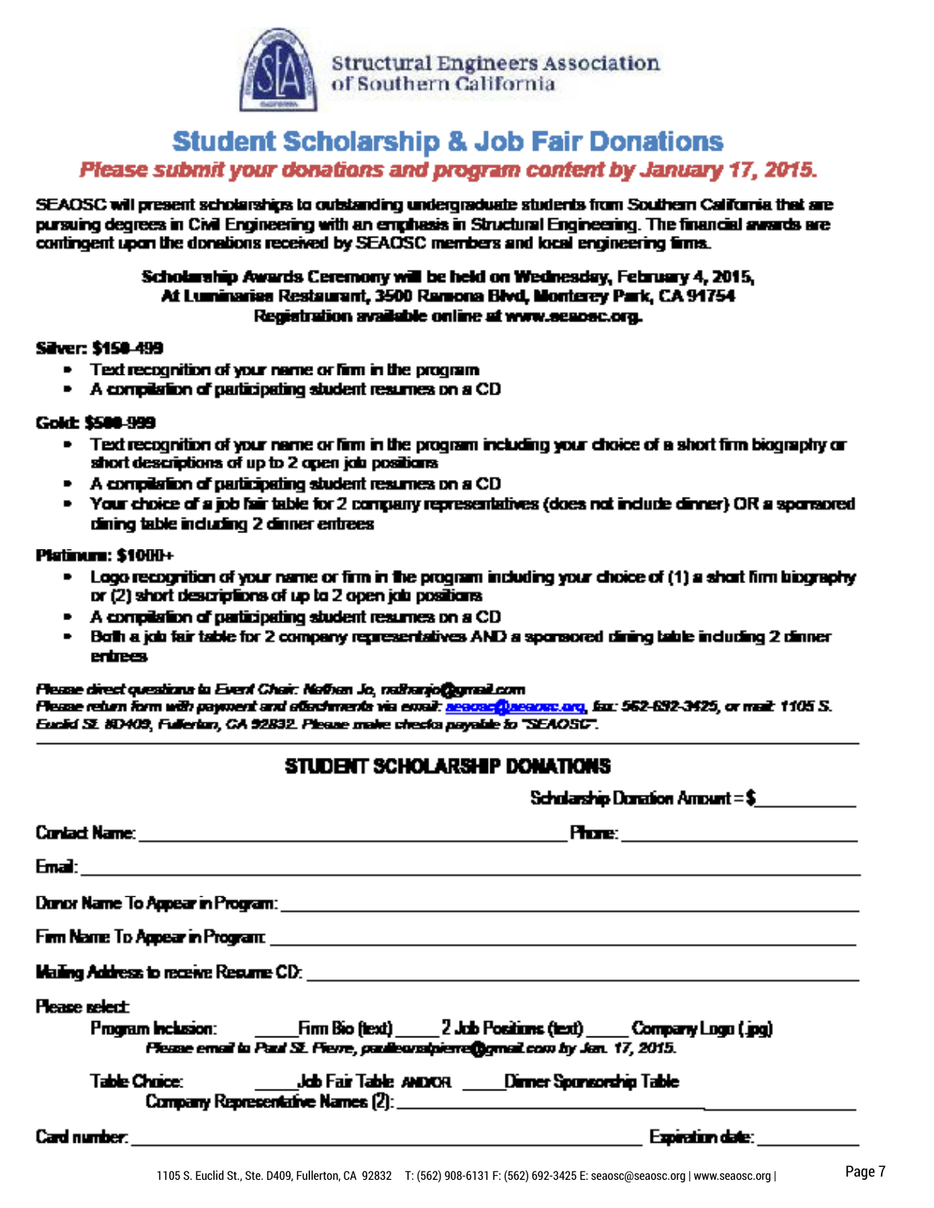Structural Engineers Association of Southern California

# Student Scholarship & Job Fair Donations

***Please submit your donations and program content by January 17, 2015.***

SEAOSC will present scholarships to outstanding undergraduate students from Southern California that are pursuing degrees in Civil Engineering with an emphasis in Structural Engineering. The financial awards are contingent upon the donations received by SEAOSC members and local engineering firms.

**Scholarship Awards Ceremony will be held on Wednesday, February 4, 2015,**
**At Luminarias Restaurant, 3500 Ramona Blvd, Monterey Park, CA 91754**
**Registration available online at www.seaosc.org.**

**Silver: $150-499**

- Text recognition of your name or firm in the program
- A compilation of participating student resumes on a CD

**Gold: $500-999**

- Text recognition of your name or firm in the program including your choice of a short firm biography or short descriptions of up to 2 open job positions
- A compilation of participating student resumes on a CD
- Your choice of a job fair table for 2 company representatives (does not include dinner) OR a sponsored dining table including 2 dinner entrees

**Platinum: $1000+**

- Logo recognition of your name or firm in the program including your choice of (1) a short firm biography or (2) short descriptions of up to 2 open job positions
- A compilation of participating student resumes on a CD
- Both a job fair table for 2 company representatives AND a sponsored dining table including 2 dinner entrees

*Please direct questions to Event Chair: Nathan Jo, nathanjo@gmail.com*
*Please return form with payment and attachments via email: seaosc@seaosc.org, fax: 562-692-3425, or mail: 1105 S. Euclid St. #D409, Fullerton, CA 92832. Please make checks payable to "SEAOSC".*

---

## STUDENT SCHOLARSHIP DONATIONS

Scholarship Donation Amount = $__________

Contact Name: ______________________________ Phone: ____________________

Email: __________________________________________________________

Donor Name To Appear in Program: ________________________________________

Firm Name To Appear in Program: ________________________________________

Mailing Address to receive Resume CD: ____________________________________

Please select:

Program Inclusion: _____Firm Bio (text) _____ 2 Job Positions (text) _____ Company Logo (jpg)
*Please email to Paul St. Pierre, paulleonstpierre@gmail.com by Jan. 17, 2015.*

Table Choice: _____Job Fair Table AND/OR _____Dinner Sponsorship Table
Company Representative Names (2): ______________________________________

Card number: ____________________________________ Expiration date: __________

1105 S. Euclid St., Ste. D409, Fullerton, CA 92832 T: (562) 908-6131 F: (562) 692-3425 E: seaosc@seaosc.org | www.seaosc.org |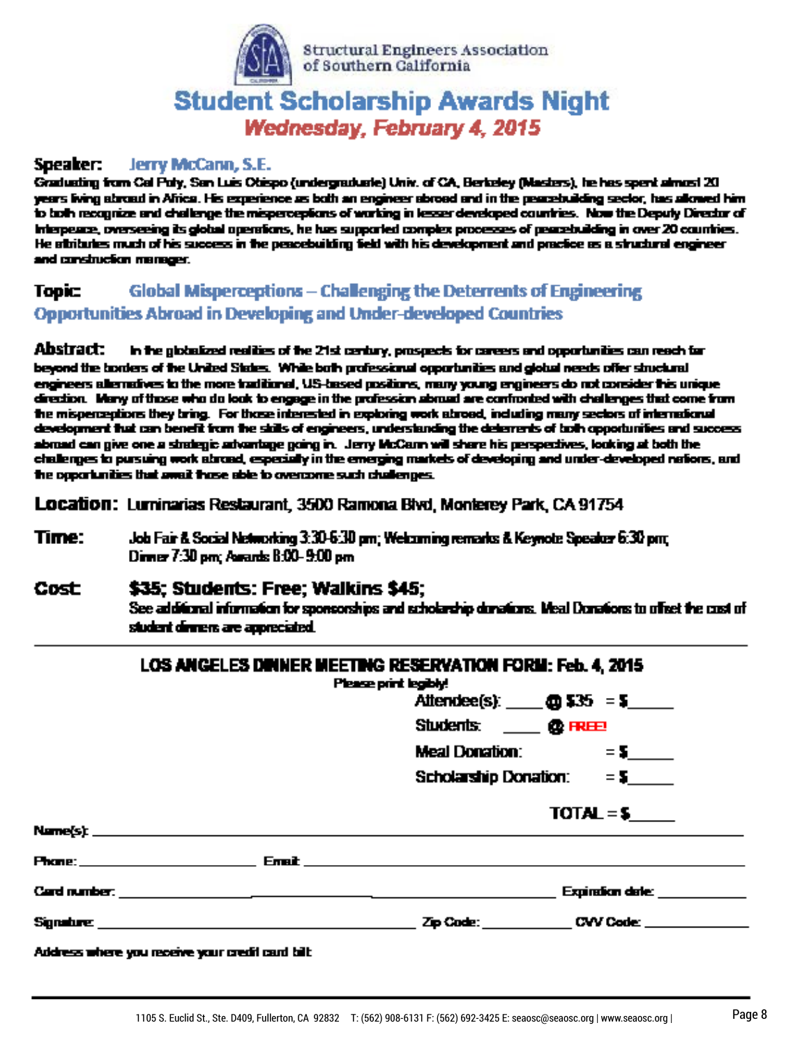Structural Engineers Association of Southern California

# Student Scholarship Awards Night

## *Wednesday, February 4, 2015*

**Speaker:** Jerry McCann, S.E.

Graduating from Cal Poly, San Luis Obispo (undergraduate) Univ. of CA, Berkeley (Masters), he has spent almost 20 years living abroad in Africa. His experience as both an engineer abroad and in the peacebuilding sector, has allowed him to both recognize and challenge the misperceptions of working in lesser developed countries. Now the Deputy Director of Interpeace, overseeing its global operations, he has supported complex processes of peacebuilding in over 20 countries. He attributes much of his success in the peacebuilding field with his development and practice as a structural engineer and construction manager.

**Topic:** Global Misperceptions – Challenging the Deterrents of Engineering Opportunities Abroad in Developing and Under-developed Countries

**Abstract:** In the globalized realities of the 21st century, prospects for careers and opportunities can reach far beyond the borders of the United States. While both professional opportunities and global needs offer structural engineers alternatives to the more traditional, US-based positions, many young engineers do not consider this unique direction. Many of those who do look to engage in the profession abroad are confronted with challenges that come from the misperceptions they bring. For those interested in exploring work abroad, including many sectors of international development that can benefit from the skills of engineers, understanding the deterrents of both opportunities and success abroad can give one a strategic advantage going in. Jerry McCann will share his perspectives, looking at both the challenges to pursuing work abroad, especially in the emerging markets of developing and under-developed nations, and the opportunities that await those able to overcome such challenges.

**Location:** Luminarias Restaurant, 3500 Ramona Blvd, Monterey Park, CA 91754

**Time:** Job Fair & Social Networking 3:30-6:30 pm; Welcoming remarks & Keynote Speaker 6:30 pm; Dinner 7:30 pm; Awards 8:00- 9:00 pm

**Cost:** **$35; Students: Free; Walkins $45;**
See additional information for sponsorships and scholarship donations. Meal Donations to offset the cost of student dinners are appreciated.

---

### LOS ANGELES DINNER MEETING RESERVATION FORM: Feb. 4, 2015

Please print legibly!

Attendee(s): ____ @ $35 = $_____

Students: ____ @ FREE!

Meal Donation: = $_____

Scholarship Donation: = $_____

TOTAL = $_____

Name(s): ______________________________

Phone: ______________________ Email: ______________________________

Card number: ______________________________ Expiration date: ____________

Signature: ______________________________ Zip Code: ____________ CVV Code: ____________

Address where you receive your credit card bill:

1105 S. Euclid St., Ste. D409, Fullerton, CA 92832 T: (562) 908-6131 F: (562) 692-3425 E: seaosc@seaosc.org | www.seaosc.org |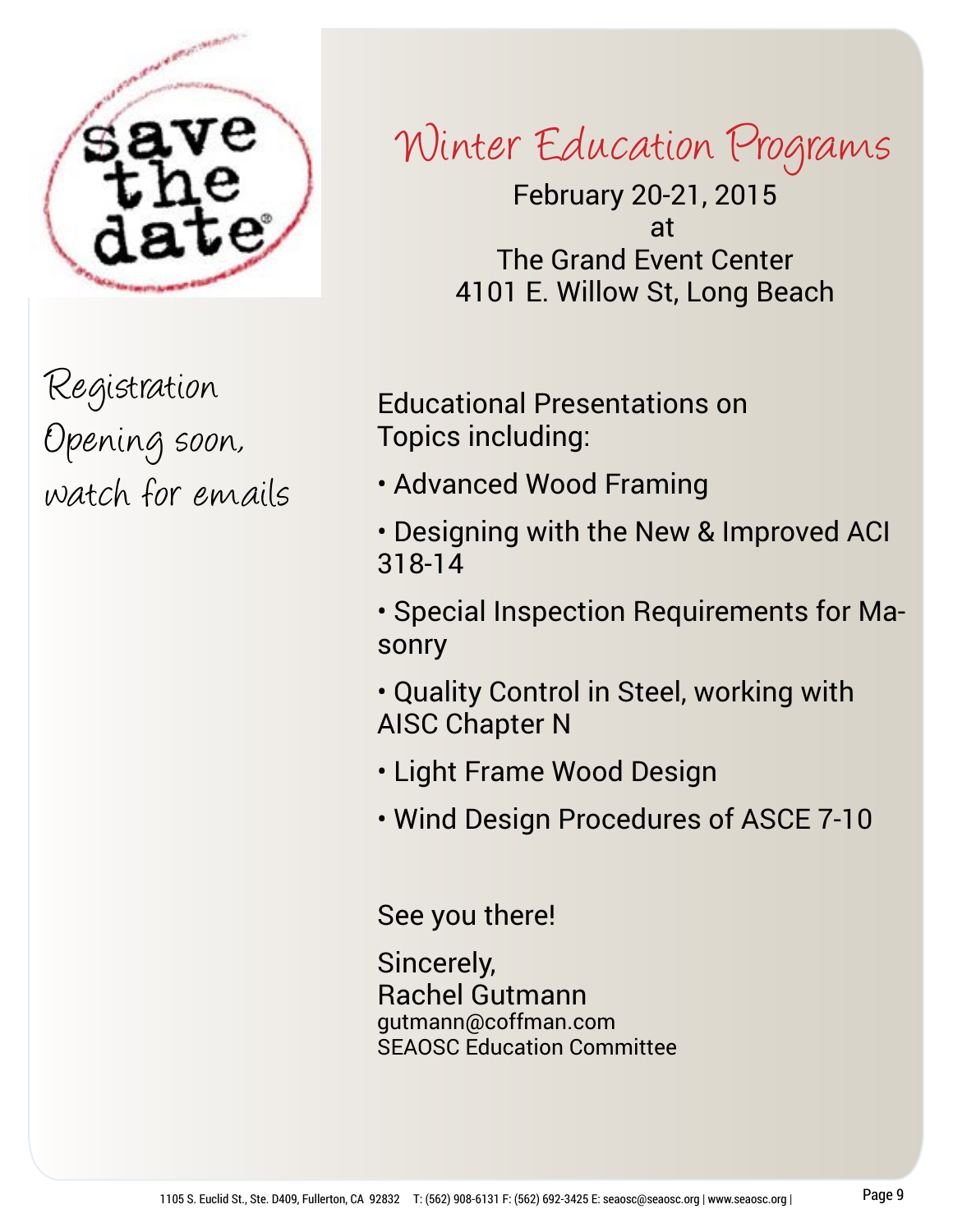save the date

# Winter Education Programs

February 20-21, 2015
at
The Grand Event Center
4101 E. Willow St, Long Beach

Registration Opening soon, watch for emails

Educational Presentations on Topics including:

- Advanced Wood Framing
- Designing with the New & Improved ACI 318-14
- Special Inspection Requirements for Masonry
- Quality Control in Steel, working with AISC Chapter N
- Light Frame Wood Design
- Wind Design Procedures of ASCE 7-10

See you there!

Sincerely,
Rachel Gutmann
gutmann@coffman.com
SEAOSC Education Committee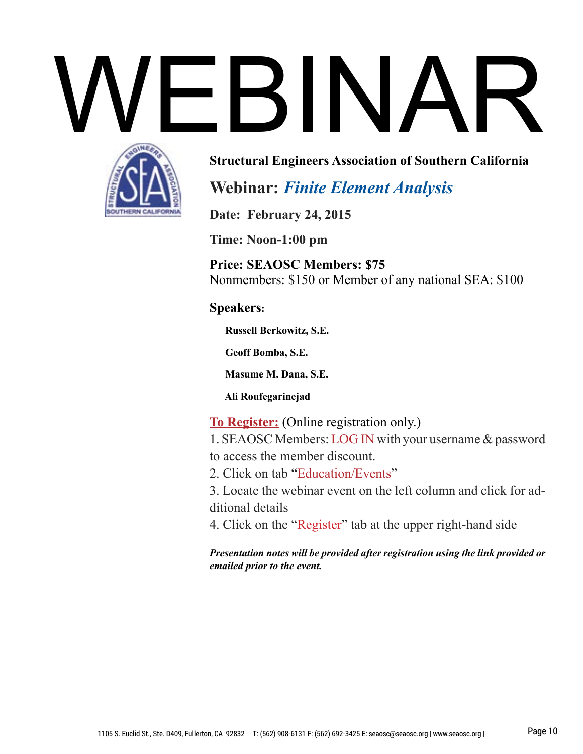# WEBINAR

**Structural Engineers Association of Southern California**

## Webinar: ***Finite Element Analysis***

**Date: February 24, 2015**

**Time: Noon-1:00 pm**

**Price: SEAOSC Members: $75**
Nonmembers: $150 or Member of any national SEA: $100

**Speakers:**

- **Russell Berkowitz, S.E.**
- **Geoff Bomba, S.E.**
- **Masume M. Dana, S.E.**
- **Ali Roufegarinejad**

**To Register:** (Online registration only.)

1. SEAOSC Members: LOG IN with your username & password to access the member discount.
2. Click on tab "Education/Events"
3. Locate the webinar event on the left column and click for additional details
4. Click on the "Register" tab at the upper right-hand side

***Presentation notes will be provided after registration using the link provided or emailed prior to the event.***

1105 S. Euclid St., Ste. D409, Fullerton, CA 92832 T: (562) 908-6131 F: (562) 692-3425 E: seaosc@seaosc.org | www.seaosc.org |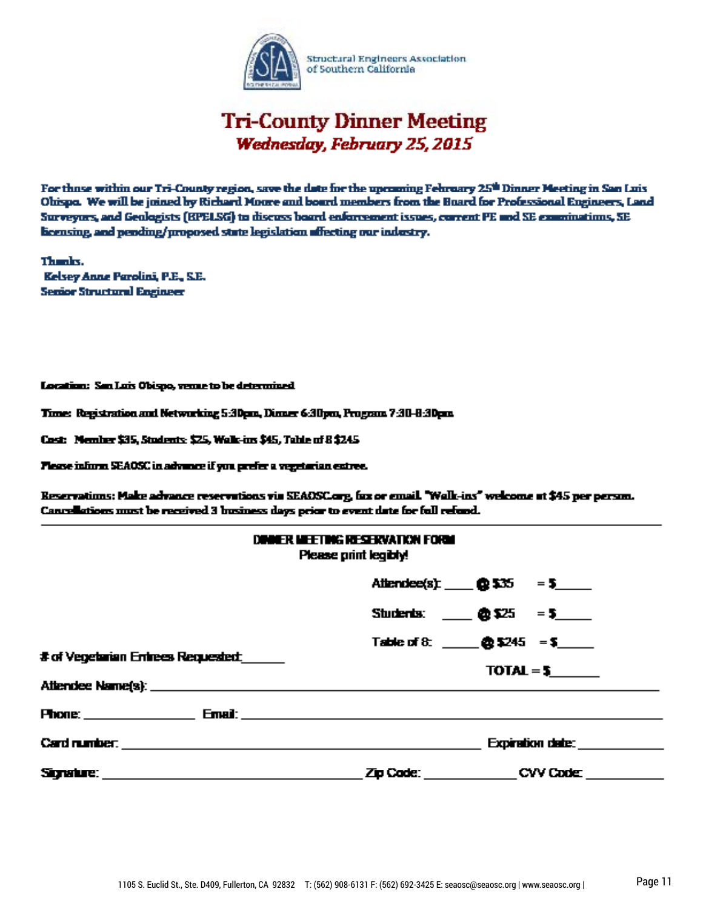Structural Engineers Association of Southern California

# Tri-County Dinner Meeting

## *Wednesday, February 25, 2015*

**For those within our Tri-County region, save the date for the upcoming February 25th Dinner Meeting in San Luis Obispo. We will be joined by Richard Moore and board members from the Board for Professional Engineers, Land Surveyors, and Geologists (BPELSG) to discuss board enforcement issues, current PE and SE examinations, SE licensing, and pending/proposed state legislation affecting our industry.**

**Thanks.**
**Kelsey Anne Parolini, P.E., S.E.**
**Senior Structural Engineer**

**Location:** San Luis Obispo, venue to be determined

**Time:** Registration and Networking 5:30pm, Dinner 6:30pm, Program 7:30-8:30pm

**Cost:** Member $35, Students: $25, Walk-ins $45, Table of 8 $245

**Please inform SEAOSC in advance if you prefer a vegetarian entree.**

**Reservations: Make advance reservations via SEAOSC.org, fax or email. "Walk-ins" welcome at $45 per person. Cancellations must be received 3 business days prior to event date for full refund.**

---

**DINNER MEETING RESERVATION FORM**
Please print legibly!

Attendee(s): ____ @ $35 = $_____

Students: ____ @ $25 = $_____

Table of 8: _____ @ $245 = $_____

# of Vegetarian Entrees Requested:______

TOTAL = $_______

Attendee Name(s): ______________________________________________

Phone: _______________ Email: ___________________________________

Card number: _________________________________ Expiration date: ___________

Signature: ___________________________ Zip Code: ____________ CVV Code: ___________

1105 S. Euclid St., Ste. D409, Fullerton, CA 92832 T: (562) 908-6131 F: (562) 692-3425 E: seaosc@seaosc.org | www.seaosc.org |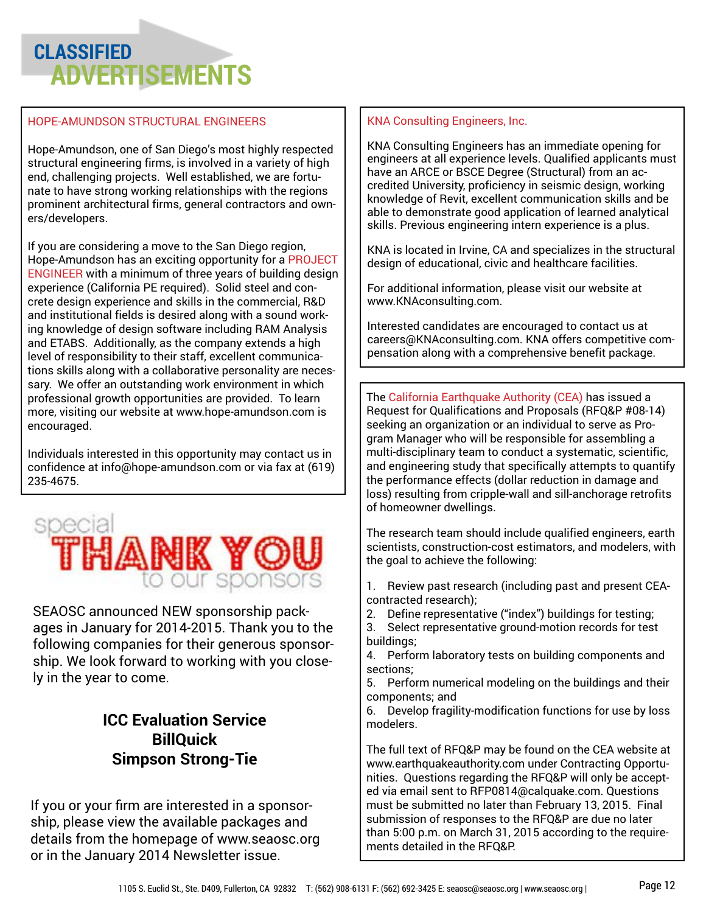# CLASSIFIED ADVERTISEMENTS

### HOPE-AMUNDSON STRUCTURAL ENGINEERS

Hope-Amundson, one of San Diego's most highly respected structural engineering firms, is involved in a variety of high end, challenging projects. Well established, we are fortunate to have strong working relationships with the regions prominent architectural firms, general contractors and owners/developers.

If you are considering a move to the San Diego region, Hope-Amundson has an exciting opportunity for a PROJECT ENGINEER with a minimum of three years of building design experience (California PE required). Solid steel and concrete design experience and skills in the commercial, R&D and institutional fields is desired along with a sound working knowledge of design software including RAM Analysis and ETABS. Additionally, as the company extends a high level of responsibility to their staff, excellent communications skills along with a collaborative personality are necessary. We offer an outstanding work environment in which professional growth opportunities are provided. To learn more, visiting our website at www.hope-amundson.com is encouraged.

Individuals interested in this opportunity may contact us in confidence at info@hope-amundson.com or via fax at (619) 235-4675.

## special THANK YOU to our sponsors

SEAOSC announced NEW sponsorship packages in January for 2014-2015. Thank you to the following companies for their generous sponsorship. We look forward to working with you closely in the year to come.

**ICC Evaluation Service**
**BillQuick**
**Simpson Strong-Tie**

If you or your firm are interested in a sponsorship, please view the available packages and details from the homepage of www.seaosc.org or in the January 2014 Newsletter issue.

### KNA Consulting Engineers, Inc.

KNA Consulting Engineers has an immediate opening for engineers at all experience levels. Qualified applicants must have an ARCE or BSCE Degree (Structural) from an accredited University, proficiency in seismic design, working knowledge of Revit, excellent communication skills and be able to demonstrate good application of learned analytical skills. Previous engineering intern experience is a plus.

KNA is located in Irvine, CA and specializes in the structural design of educational, civic and healthcare facilities.

For additional information, please visit our website at www.KNAconsulting.com.

Interested candidates are encouraged to contact us at careers@KNAconsulting.com. KNA offers competitive compensation along with a comprehensive benefit package.

---

The California Earthquake Authority (CEA) has issued a Request for Qualifications and Proposals (RFQ&P #08-14) seeking an organization or an individual to serve as Program Manager who will be responsible for assembling a multi-disciplinary team to conduct a systematic, scientific, and engineering study that specifically attempts to quantify the performance effects (dollar reduction in damage and loss) resulting from cripple-wall and sill-anchorage retrofits of homeowner dwellings.

The research team should include qualified engineers, earth scientists, construction-cost estimators, and modelers, with the goal to achieve the following:

1. Review past research (including past and present CEA-contracted research);
2. Define representative ("index") buildings for testing;
3. Select representative ground-motion records for test buildings;
4. Perform laboratory tests on building components and sections;
5. Perform numerical modeling on the buildings and their components; and
6. Develop fragility-modification functions for use by loss modelers.

The full text of RFQ&P may be found on the CEA website at www.earthquakeauthority.com under Contracting Opportunities. Questions regarding the RFQ&P will only be accepted via email sent to RFP0814@calquake.com. Questions must be submitted no later than February 13, 2015. Final submission of responses to the RFQ&P are due no later than 5:00 p.m. on March 31, 2015 according to the requirements detailed in the RFQ&P.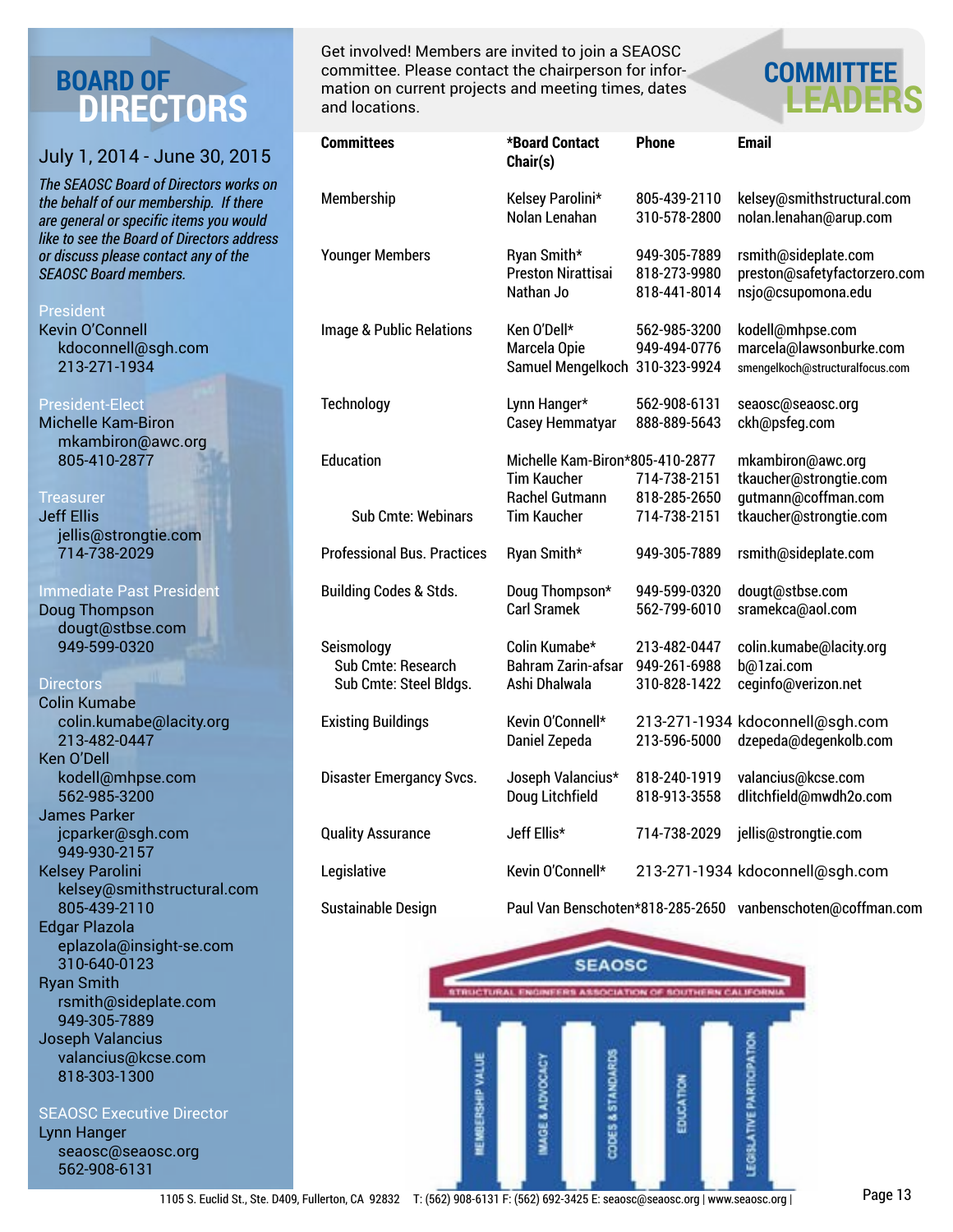# BOARD OF DIRECTORS

July 1, 2014 - June 30, 2015

*The SEAOSC Board of Directors works on the behalf of our membership. If there are general or specific items you would like to see the Board of Directors address or discuss please contact any of the SEAOSC Board members.*

**President**
Kevin O'Connell
kdoconnell@sgh.com
213-271-1934

**President-Elect**
Michelle Kam-Biron
mkambiron@awc.org
805-410-2877

**Treasurer**
Jeff Ellis
jellis@strongtie.com
714-738-2029

**Immediate Past President**
Doug Thompson
dougt@stbse.com
949-599-0320

**Directors**
Colin Kumabe
colin.kumabe@lacity.org
213-482-0447
Ken O'Dell
kodell@mhpse.com
562-985-3200
James Parker
jcparker@sgh.com
949-930-2157
Kelsey Parolini
kelsey@smithstructural.com
805-439-2110
Edgar Plazola
eplazola@insight-se.com
310-640-0123
Ryan Smith
rsmith@sideplate.com
949-305-7889
Joseph Valancius
valancius@kcse.com
818-303-1300

**SEAOSC Executive Director**
Lynn Hanger
seaosc@seaosc.org
562-908-6131

# COMMITTEE LEADERS

Get involved! Members are invited to join a SEAOSC committee. Please contact the chairperson for information on current projects and meeting times, dates and locations.

| Committees | *Board Contact Chair(s) | Phone | Email |
|---|---|---|---|
| Membership | Kelsey Parolini* | 805-439-2110 | kelsey@smithstructural.com |
| | Nolan Lenahan | 310-578-2800 | nolan.lenahan@arup.com |
| Younger Members | Ryan Smith* | 949-305-7889 | rsmith@sideplate.com |
| | Preston Nirattisai | 818-273-9980 | preston@safetyfactorzero.com |
| | Nathan Jo | 818-441-8014 | nsjo@csupomona.edu |
| Image & Public Relations | Ken O'Dell* | 562-985-3200 | kodell@mhpse.com |
| | Marcela Opie | 949-494-0776 | marcela@lawsonburke.com |
| | Samuel Mengelkoch | 310-323-9924 | smengelkoch@structuralfocus.com |
| Technology | Lynn Hanger* | 562-908-6131 | seaosc@seaosc.org |
| | Casey Hemmatyar | 888-889-5643 | ckh@psfeg.com |
| Education | Michelle Kam-Biron* | 805-410-2877 | mkambiron@awc.org |
| | Tim Kaucher | 714-738-2151 | tkaucher@strongtie.com |
| | Rachel Gutmann | 818-285-2650 | gutmann@coffman.com |
| Sub Cmte: Webinars | Tim Kaucher | 714-738-2151 | tkaucher@strongtie.com |
| Professional Bus. Practices | Ryan Smith* | 949-305-7889 | rsmith@sideplate.com |
| Building Codes & Stds. | Doug Thompson* | 949-599-0320 | dougt@stbse.com |
| | Carl Sramek | 562-799-6010 | sramekca@aol.com |
| Seismology | Colin Kumabe* | 213-482-0447 | colin.kumabe@lacity.org |
| Sub Cmte: Research | Bahram Zarin-afsar | 949-261-6988 | b@1zai.com |
| Sub Cmte: Steel Bldgs. | Ashi Dhalwala | 310-828-1422 | ceginfo@verizon.net |
| Existing Buildings | Kevin O'Connell* | 213-271-1934 | kdoconnell@sgh.com |
| | Daniel Zepeda | 213-596-5000 | dzepeda@degenkolb.com |
| Disaster Emergancy Svcs. | Joseph Valancius* | 818-240-1919 | valancius@kcse.com |
| | Doug Litchfield | 818-913-3558 | dlitchfield@mwdh2o.com |
| Quality Assurance | Jeff Ellis* | 714-738-2029 | jellis@strongtie.com |
| Legislative | Kevin O'Connell* | 213-271-1934 | kdoconnell@sgh.com |
| Sustainable Design | Paul Van Benschoten* | 818-285-2650 | vanbenschoten@coffman.com |

SEAOSC
STRUCTURAL ENGINEERS ASSOCIATION OF SOUTHERN CALIFORNIA
MEMBERSHIP VALUE
IMAGE & ADVOCACY
CODES & STANDARDS
EDUCATION
LEGISLATIVE PARTICIPATION

1105 S. Euclid St., Ste. D409, Fullerton, CA 92832 T: (562) 908-6131 F: (562) 692-3425 E: seaosc@seaosc.org | www.seaosc.org |